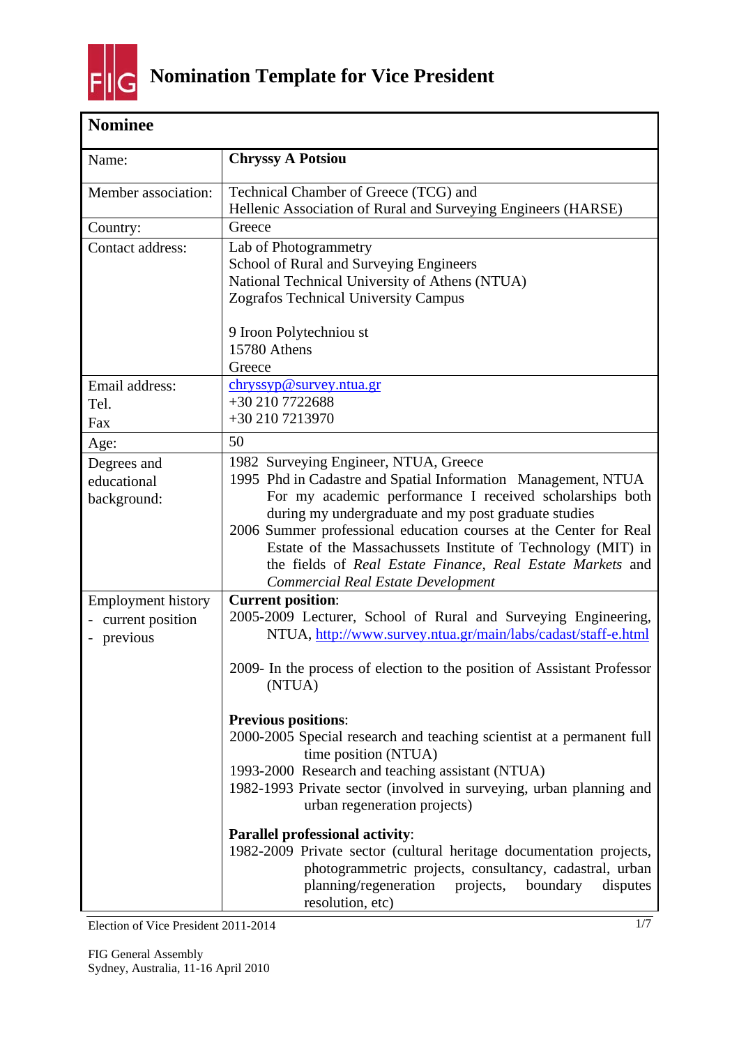# Nomination Template for Vice President

| **Nominee** | |
|---|---|
| Name: | **Chryssy A Potsiou** |
| Member association: | Technical Chamber of Greece (TCG) and<br>Hellenic Association of Rural and Surveying Engineers (HARSE) |
| Country: | Greece |
| Contact address: | Lab of Photogrammetry<br>School of Rural and Surveying Engineers<br>National Technical University of Athens (NTUA)<br>Zografos Technical University Campus<br><br>9 Iroon Polytechniou st<br>15780 Athens<br>Greece |
| Email address:<br>Tel.<br>Fax | chryssyp@survey.ntua.gr<br>+30 210 7722688<br>+30 210 7213970 |
| Age: | 50 |
| Degrees and educational background: | 1982 Surveying Engineer, NTUA, Greece<br>1995 Phd in Cadastre and Spatial Information Management, NTUA<br>For my academic performance I received scholarships both during my undergraduate and my post graduate studies<br>2006 Summer professional education courses at the Center for Real Estate of the Massachussets Institute of Technology (MIT) in the fields of *Real Estate Finance*, *Real Estate Markets* and *Commercial Real Estate Development* |
| Employment history<br>- current position<br>- previous | **Current position**:<br>2005-2009 Lecturer, School of Rural and Surveying Engineering, NTUA, http://www.survey.ntua.gr/main/labs/cadast/staff-e.html<br><br>2009- In the process of election to the position of Assistant Professor (NTUA)<br><br>**Previous positions**:<br>2000-2005 Special research and teaching scientist at a permanent full time position (NTUA)<br>1993-2000 Research and teaching assistant (NTUA)<br>1982-1993 Private sector (involved in surveying, urban planning and urban regeneration projects)<br><br>**Parallel professional activity**:<br>1982-2009 Private sector (cultural heritage documentation projects, photogrammetric projects, consultancy, cadastral, urban planning/regeneration projects, boundary disputes resolution, etc) |

Election of Vice President 2011-2014

FIG General Assembly
Sydney, Australia, 11-16 April 2010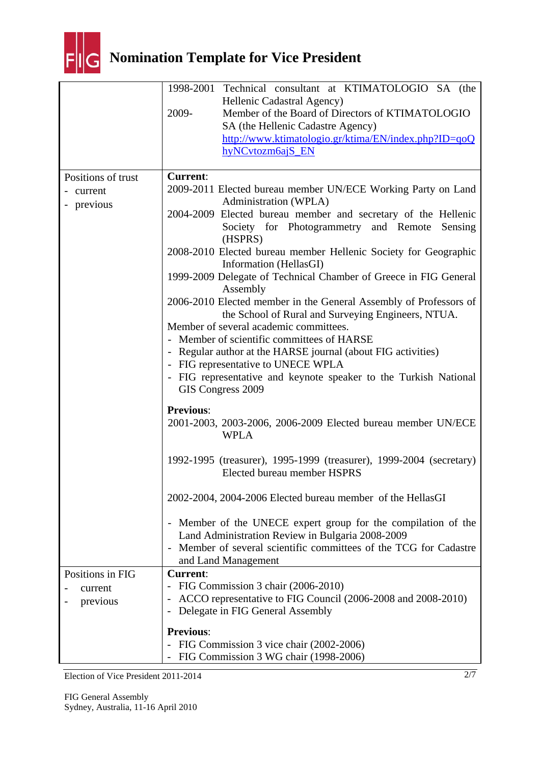| | |
|---|---|
| | 1998-2001 Technical consultant at KTIMATOLOGIO SA (the Hellenic Cadastral Agency)<br>2009- Member of the Board of Directors of KTIMATOLOGIO SA (the Hellenic Cadastre Agency)<br>http://www.ktimatologio.gr/ktima/EN/index.php?ID=qoQhyNCvtozm6ajS_EN |
| Positions of trust<br>- current<br>- previous | **Current**:<br>2009-2011 Elected bureau member UN/ECE Working Party on Land Administration (WPLA)<br>2004-2009 Elected bureau member and secretary of the Hellenic Society for Photogrammetry and Remote Sensing (HSPRS)<br>2008-2010 Elected bureau member Hellenic Society for Geographic Information (HellasGI)<br>1999-2009 Delegate of Technical Chamber of Greece in FIG General Assembly<br>2006-2010 Elected member in the General Assembly of Professors of the School of Rural and Surveying Engineers, NTUA.<br>Member of several academic committees.<br>- Member of scientific committees of HARSE<br>- Regular author at the HARSE journal (about FIG activities)<br>- FIG representative to UNECE WPLA<br>- FIG representative and keynote speaker to the Turkish National GIS Congress 2009<br><br>**Previous**:<br>2001-2003, 2003-2006, 2006-2009 Elected bureau member UN/ECE WPLA<br><br>1992-1995 (treasurer), 1995-1999 (treasurer), 1999-2004 (secretary) Elected bureau member HSPRS<br><br>2002-2004, 2004-2006 Elected bureau member of the HellasGI<br><br>- Member of the UNECE expert group for the compilation of the Land Administration Review in Bulgaria 2008-2009<br>- Member of several scientific committees of the TCG for Cadastre and Land Management |
| Positions in FIG<br>- current<br>- previous | **Current**:<br>- FIG Commission 3 chair (2006-2010)<br>- ACCO representative to FIG Council (2006-2008 and 2008-2010)<br>- Delegate in FIG General Assembly<br><br>**Previous**:<br>- FIG Commission 3 vice chair (2002-2006)<br>- FIG Commission 3 WG chair (1998-2006) |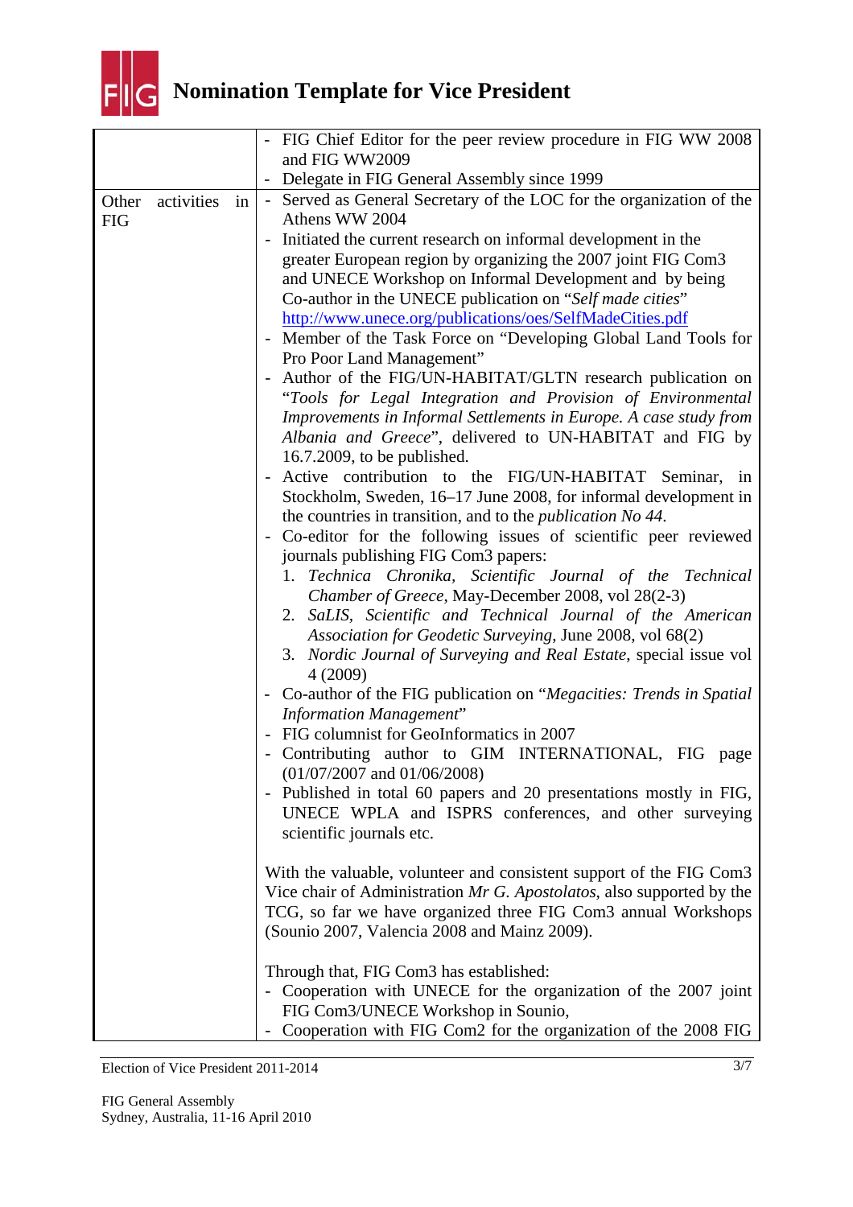# Nomination Template for Vice President

| | |
|---|---|
| | - FIG Chief Editor for the peer review procedure in FIG WW 2008 and FIG WW2009<br>- Delegate in FIG General Assembly since 1999 |
| Other activities in FIG | - Served as General Secretary of the LOC for the organization of the Athens WW 2004<br>- Initiated the current research on informal development in the greater European region by organizing the 2007 joint FIG Com3 and UNECE Workshop on Informal Development and by being Co-author in the UNECE publication on "*Self made cities*" http://www.unece.org/publications/oes/SelfMadeCities.pdf<br>- Member of the Task Force on "Developing Global Land Tools for Pro Poor Land Management"<br>- Author of the FIG/UN-HABITAT/GLTN research publication on "*Tools for Legal Integration and Provision of Environmental Improvements in Informal Settlements in Europe. A case study from Albania and Greece*", delivered to UN-HABITAT and FIG by 16.7.2009, to be published.<br>- Active contribution to the FIG/UN-HABITAT Seminar, in Stockholm, Sweden, 16–17 June 2008, for informal development in the countries in transition, and to the *publication No 44*.<br>- Co-editor for the following issues of scientific peer reviewed journals publishing FIG Com3 papers:<br>1. *Technica Chronika, Scientific Journal of the Technical Chamber of Greece*, May-December 2008, vol 28(2-3)<br>2. *SaLIS, Scientific and Technical Journal of the American Association for Geodetic Surveying*, June 2008, vol 68(2)<br>3. *Nordic Journal of Surveying and Real Estate*, special issue vol 4 (2009)<br>- Co-author of the FIG publication on "*Megacities: Trends in Spatial Information Management*"<br>- FIG columnist for GeoInformatics in 2007<br>- Contributing author to GIM INTERNATIONAL, FIG page (01/07/2007 and 01/06/2008)<br>- Published in total 60 papers and 20 presentations mostly in FIG, UNECE WPLA and ISPRS conferences, and other surveying scientific journals etc.<br><br>With the valuable, volunteer and consistent support of the FIG Com3 Vice chair of Administration *Mr G. Apostolatos*, also supported by the TCG, so far we have organized three FIG Com3 annual Workshops (Sounio 2007, Valencia 2008 and Mainz 2009).<br><br>Through that, FIG Com3 has established:<br>- Cooperation with UNECE for the organization of the 2007 joint FIG Com3/UNECE Workshop in Sounio,<br>- Cooperation with FIG Com2 for the organization of the 2008 FIG |

Election of Vice President 2011-2014

FIG General Assembly
Sydney, Australia, 11-16 April 2010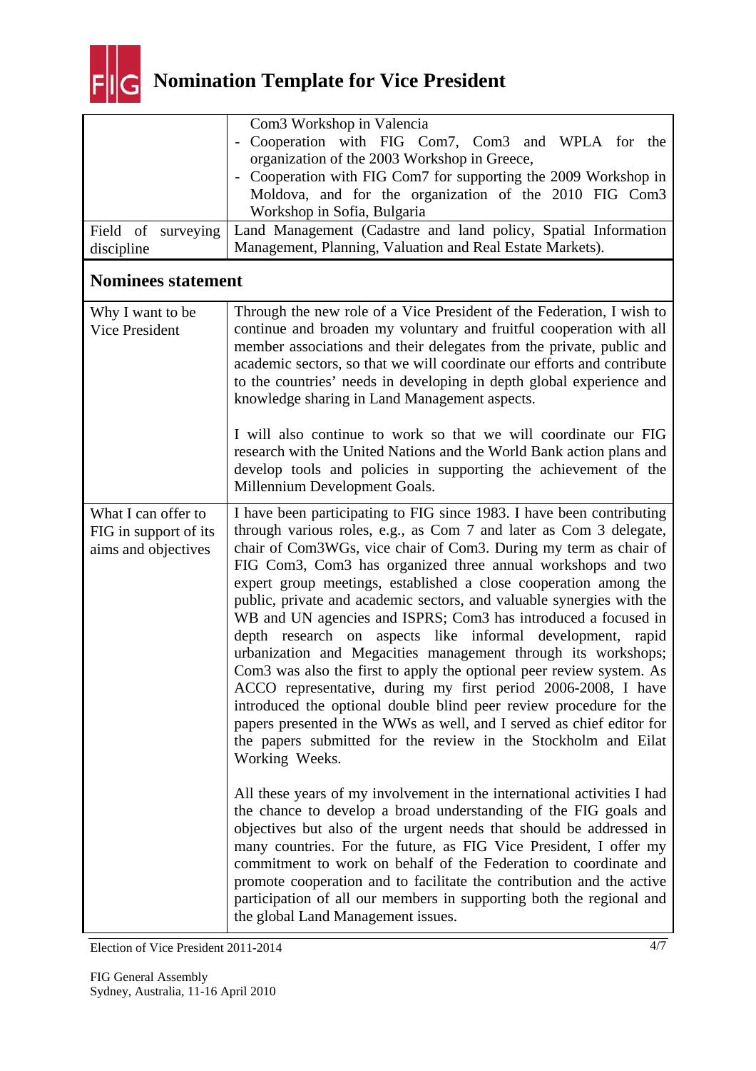# Nomination Template for Vice President

| | |
|---|---|
| | Com3 Workshop in Valencia<br>- Cooperation with FIG Com7, Com3 and WPLA for the organization of the 2003 Workshop in Greece,<br>- Cooperation with FIG Com7 for supporting the 2009 Workshop in Moldova, and for the organization of the 2010 FIG Com3 Workshop in Sofia, Bulgaria |
| Field of surveying discipline | Land Management (Cadastre and land policy, Spatial Information Management, Planning, Valuation and Real Estate Markets). |

## Nominees statement

| | |
|---|---|
| Why I want to be Vice President | Through the new role of a Vice President of the Federation, I wish to continue and broaden my voluntary and fruitful cooperation with all member associations and their delegates from the private, public and academic sectors, so that we will coordinate our efforts and contribute to the countries' needs in developing in depth global experience and knowledge sharing in Land Management aspects.<br><br>I will also continue to work so that we will coordinate our FIG research with the United Nations and the World Bank action plans and develop tools and policies in supporting the achievement of the Millennium Development Goals. |
| What I can offer to FIG in support of its aims and objectives | I have been participating to FIG since 1983. I have been contributing through various roles, e.g., as Com 7 and later as Com 3 delegate, chair of Com3WGs, vice chair of Com3. During my term as chair of FIG Com3, Com3 has organized three annual workshops and two expert group meetings, established a close cooperation among the public, private and academic sectors, and valuable synergies with the WB and UN agencies and ISPRS; Com3 has introduced a focused in depth research on aspects like informal development, rapid urbanization and Megacities management through its workshops; Com3 was also the first to apply the optional peer review system. As ACCO representative, during my first period 2006-2008, I have introduced the optional double blind peer review procedure for the papers presented in the WWs as well, and I served as chief editor for the papers submitted for the review in the Stockholm and Eilat Working Weeks.<br><br>All these years of my involvement in the international activities I had the chance to develop a broad understanding of the FIG goals and objectives but also of the urgent needs that should be addressed in many countries. For the future, as FIG Vice President, I offer my commitment to work on behalf of the Federation to coordinate and promote cooperation and to facilitate the contribution and the active participation of all our members in supporting both the regional and the global Land Management issues. |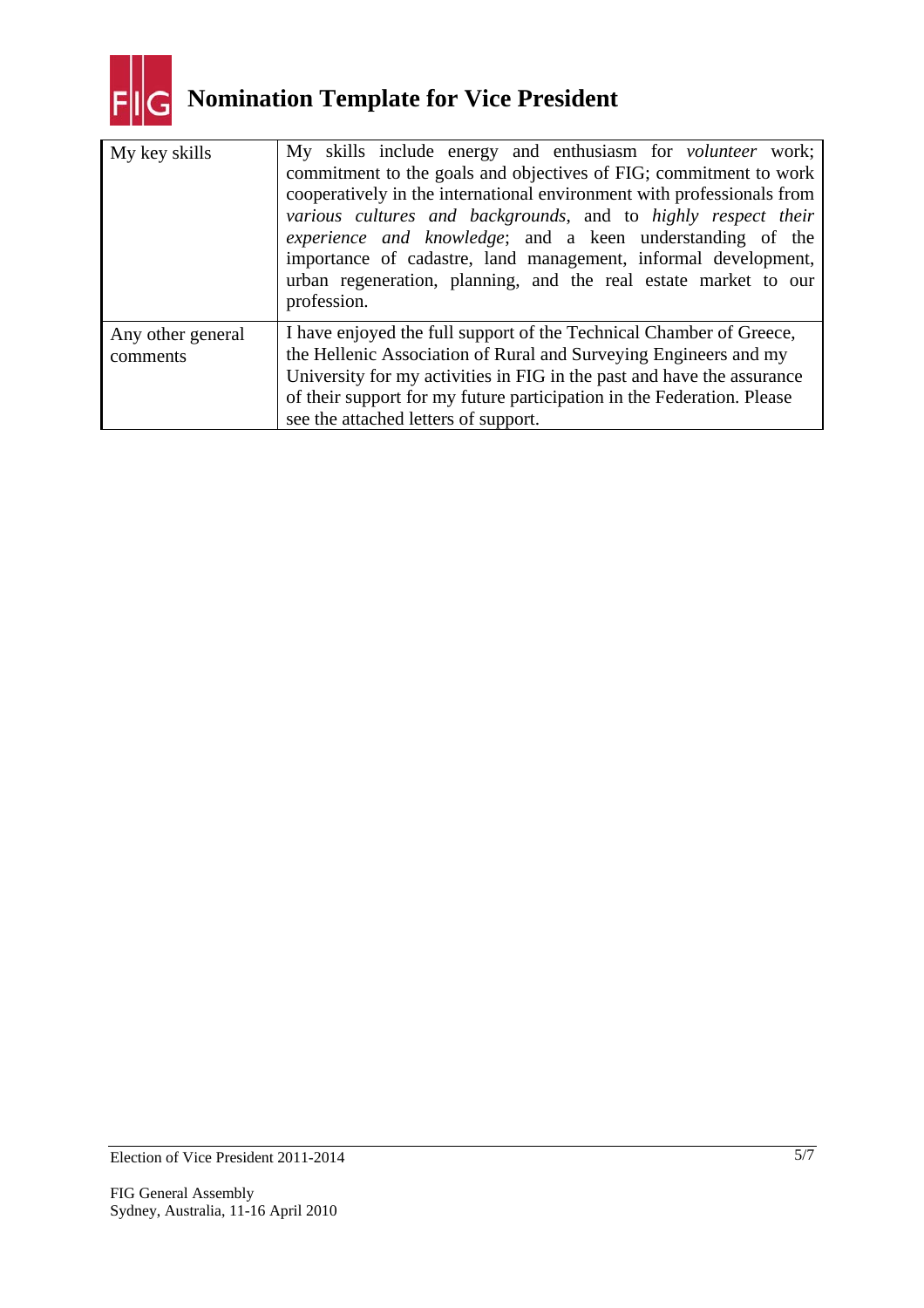# Nomination Template for Vice President

| | |
|---|---|
| My key skills | My skills include energy and enthusiasm for *volunteer* work; commitment to the goals and objectives of FIG; commitment to work cooperatively in the international environment with professionals from *various cultures and backgrounds*, and to *highly respect their experience and knowledge*; and a keen understanding of the importance of cadastre, land management, informal development, urban regeneration, planning, and the real estate market to our profession. |
| Any other general comments | I have enjoyed the full support of the Technical Chamber of Greece, the Hellenic Association of Rural and Surveying Engineers and my University for my activities in FIG in the past and have the assurance of their support for my future participation in the Federation. Please see the attached letters of support. |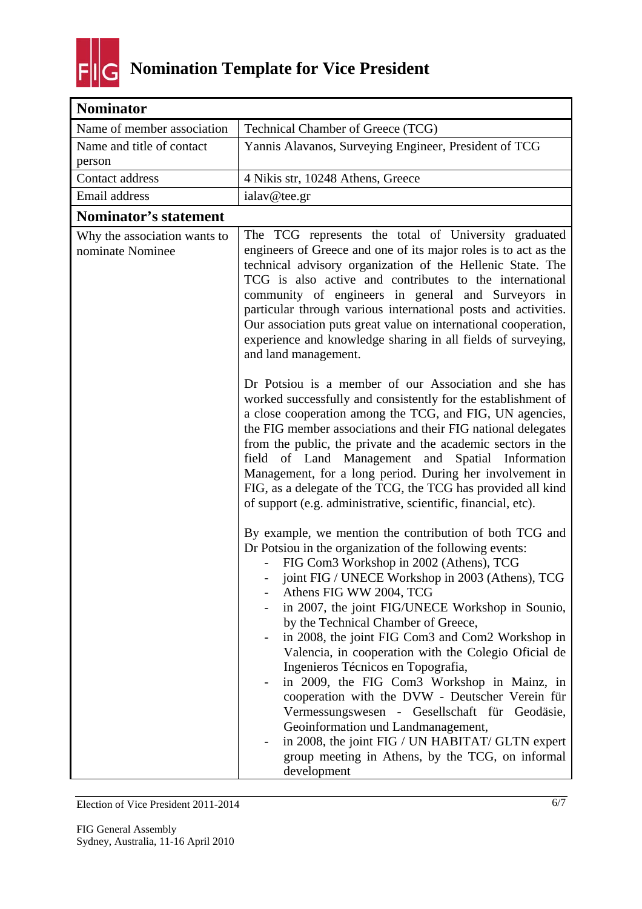# Nomination Template for Vice President

| **Nominator** | |
|---|---|
| Name of member association | Technical Chamber of Greece (TCG) |
| Name and title of contact person | Yannis Alavanos, Surveying Engineer, President of TCG |
| Contact address | 4 Nikis str, 10248 Athens, Greece |
| Email address | ialav@tee.gr |
| **Nominator's statement** | |
| Why the association wants to nominate Nominee | The TCG represents the total of University graduated engineers of Greece and one of its major roles is to act as the technical advisory organization of the Hellenic State. The TCG is also active and contributes to the international community of engineers in general and Surveyors in particular through various international posts and activities. Our association puts great value on international cooperation, experience and knowledge sharing in all fields of surveying, and land management.<br><br>Dr Potsiou is a member of our Association and she has worked successfully and consistently for the establishment of a close cooperation among the TCG, and FIG, UN agencies, the FIG member associations and their FIG national delegates from the public, the private and the academic sectors in the field of Land Management and Spatial Information Management, for a long period. During her involvement in FIG, as a delegate of the TCG, the TCG has provided all kind of support (e.g. administrative, scientific, financial, etc).<br><br>By example, we mention the contribution of both TCG and Dr Potsiou in the organization of the following events:<br>- FIG Com3 Workshop in 2002 (Athens), TCG<br>- joint FIG / UNECE Workshop in 2003 (Athens), TCG<br>- Athens FIG WW 2004, TCG<br>- in 2007, the joint FIG/UNECE Workshop in Sounio, by the Technical Chamber of Greece,<br>- in 2008, the joint FIG Com3 and Com2 Workshop in Valencia, in cooperation with the Colegio Oficial de Ingenieros Técnicos en Topografia,<br>- in 2009, the FIG Com3 Workshop in Mainz, in cooperation with the DVW - Deutscher Verein für Vermessungswesen - Gesellschaft für Geodäsie, Geoinformation und Landmanagement,<br>- in 2008, the joint FIG / UN HABITAT/ GLTN expert group meeting in Athens, by the TCG, on informal development |

Election of Vice President 2011-2014

FIG General Assembly
Sydney, Australia, 11-16 April 2010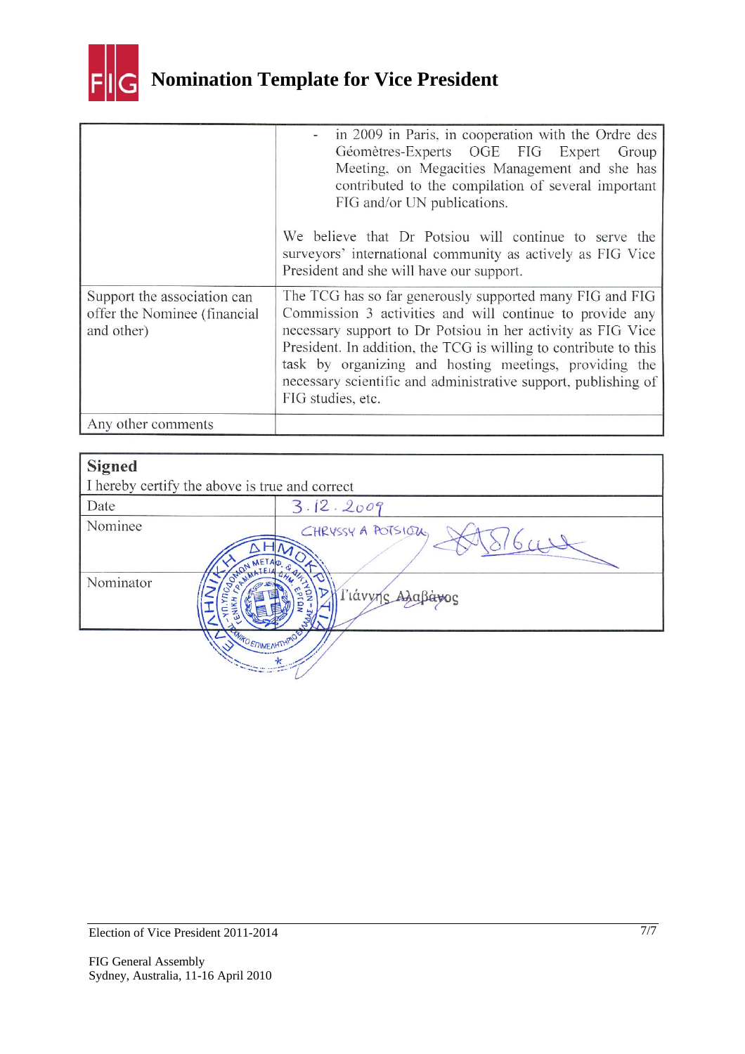# Nomination Template for Vice President

| | |
|---|---|
| | - in 2009 in Paris, in cooperation with the Ordre des Géomètres-Experts OGE FIG Expert Group Meeting, on Megacities Management and she has contributed to the compilation of several important FIG and/or UN publications.<br><br>We believe that Dr Potsiou will continue to serve the surveyors' international community as actively as FIG Vice President and she will have our support. |
| Support the association can offer the Nominee (financial and other) | The TCG has so far generously supported many FIG and FIG Commission 3 activities and will continue to provide any necessary support to Dr Potsiou in her activity as FIG Vice President. In addition, the TCG is willing to contribute to this task by organizing and hosting meetings, providing the necessary scientific and administrative support, publishing of FIG studies, etc. |
| Any other comments | |

| **Signed**<br>I hereby certify the above is true and correct | |
|---|---|
| Date | 3.12.2009 |
| Nominee | CHRYSSY A POTSIOU |
| Nominator | Γιάννης Αλαβάνος |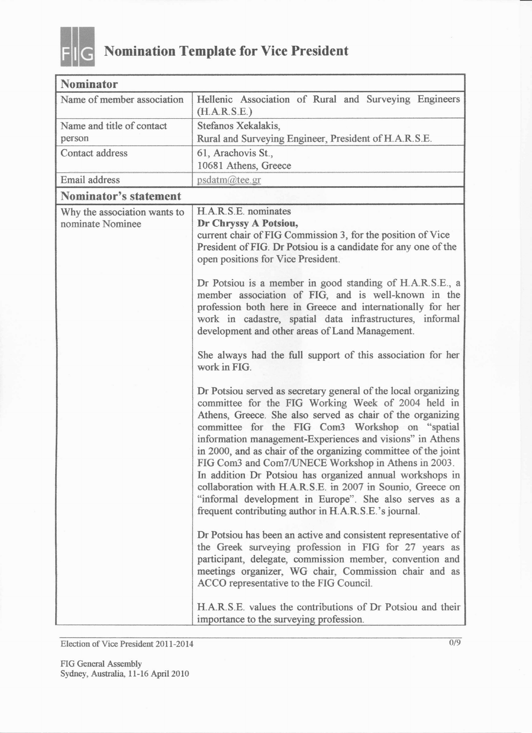# Nomination Template for Vice President

| Nominator | |
|---|---|
| Name of member association | Hellenic Association of Rural and Surveying Engineers (H.A.R.S.E.) |
| Name and title of contact person | Stefanos Xekalakis, Rural and Surveying Engineer, President of H.A.R.S.E. |
| Contact address | 61, Arachovis St., 10681 Athens, Greece |
| Email address | psdatm@tee.gr |
| **Nominator's statement** | |
| Why the association wants to nominate Nominee | H.A.R.S.E. nominates **Dr Chryssy A Potsiou,** current chair of FIG Commission 3, for the position of Vice President of FIG. Dr Potsiou is a candidate for any one of the open positions for Vice President.<br><br>Dr Potsiou is a member in good standing of H.A.R.S.E., a member association of FIG, and is well-known in the profession both here in Greece and internationally for her work in cadastre, spatial data infrastructures, informal development and other areas of Land Management.<br><br>She always had the full support of this association for her work in FIG.<br><br>Dr Potsiou served as secretary general of the local organizing committee for the FIG Working Week of 2004 held in Athens, Greece. She also served as chair of the organizing committee for the FIG Com3 Workshop on "spatial information management-Experiences and visions" in Athens in 2000, and as chair of the organizing committee of the joint FIG Com3 and Com7/UNECE Workshop in Athens in 2003. In addition Dr Potsiou has organized annual workshops in collaboration with H.A.R.S.E. in 2007 in Sounio, Greece on "informal development in Europe". She also serves as a frequent contributing author in H.A.R.S.E.'s journal.<br><br>Dr Potsiou has been an active and consistent representative of the Greek surveying profession in FIG for 27 years as participant, delegate, commission member, convention and meetings organizer, WG chair, Commission chair and as ACCO representative to the FIG Council.<br><br>H.A.R.S.E. values the contributions of Dr Potsiou and their importance to the surveying profession. |

Election of Vice President 2011-2014

FIG General Assembly
Sydney, Australia, 11-16 April 2010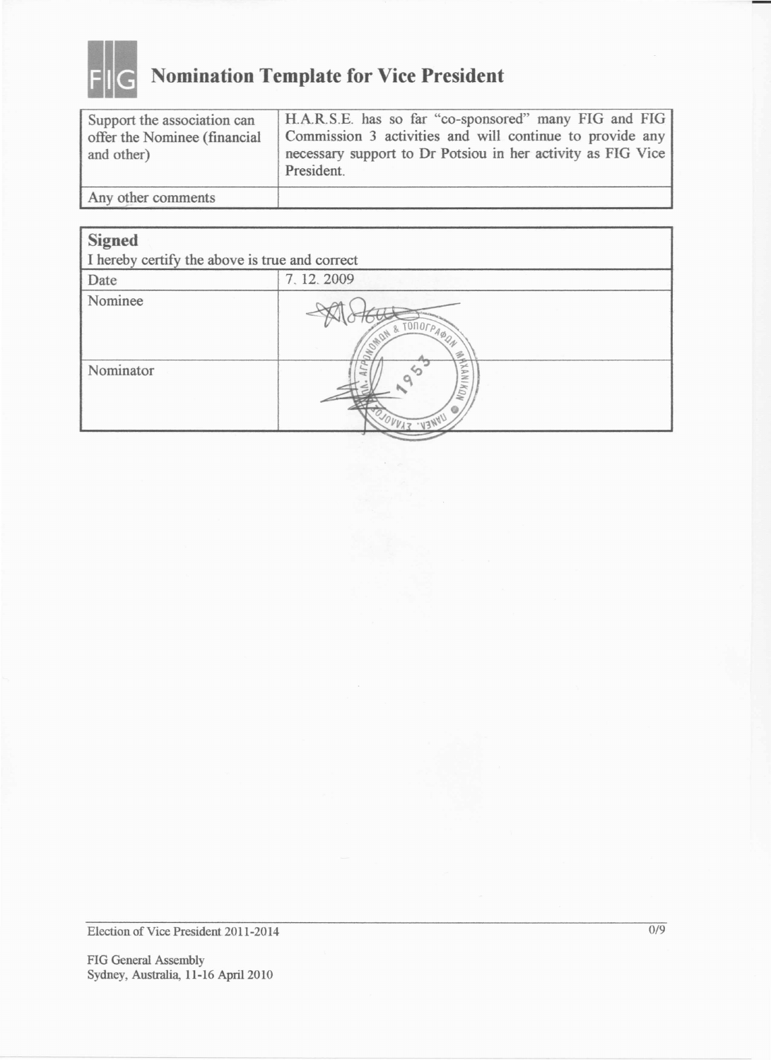# Nomination Template for Vice President

| | |
|---|---|
| Support the association can offer the Nominee (financial and other) | H.A.R.S.E. has so far "co-sponsored" many FIG and FIG Commission 3 activities and will continue to provide any necessary support to Dr Potsiou in her activity as FIG Vice President. |
| Any other comments | |

| **Signed** I hereby certify the above is true and correct | |
|---|---|
| Date | 7. 12. 2009 |
| Nominee | |
| Nominator | |

Election of Vice President 2011-2014

FIG General Assembly
Sydney, Australia, 11-16 April 2010